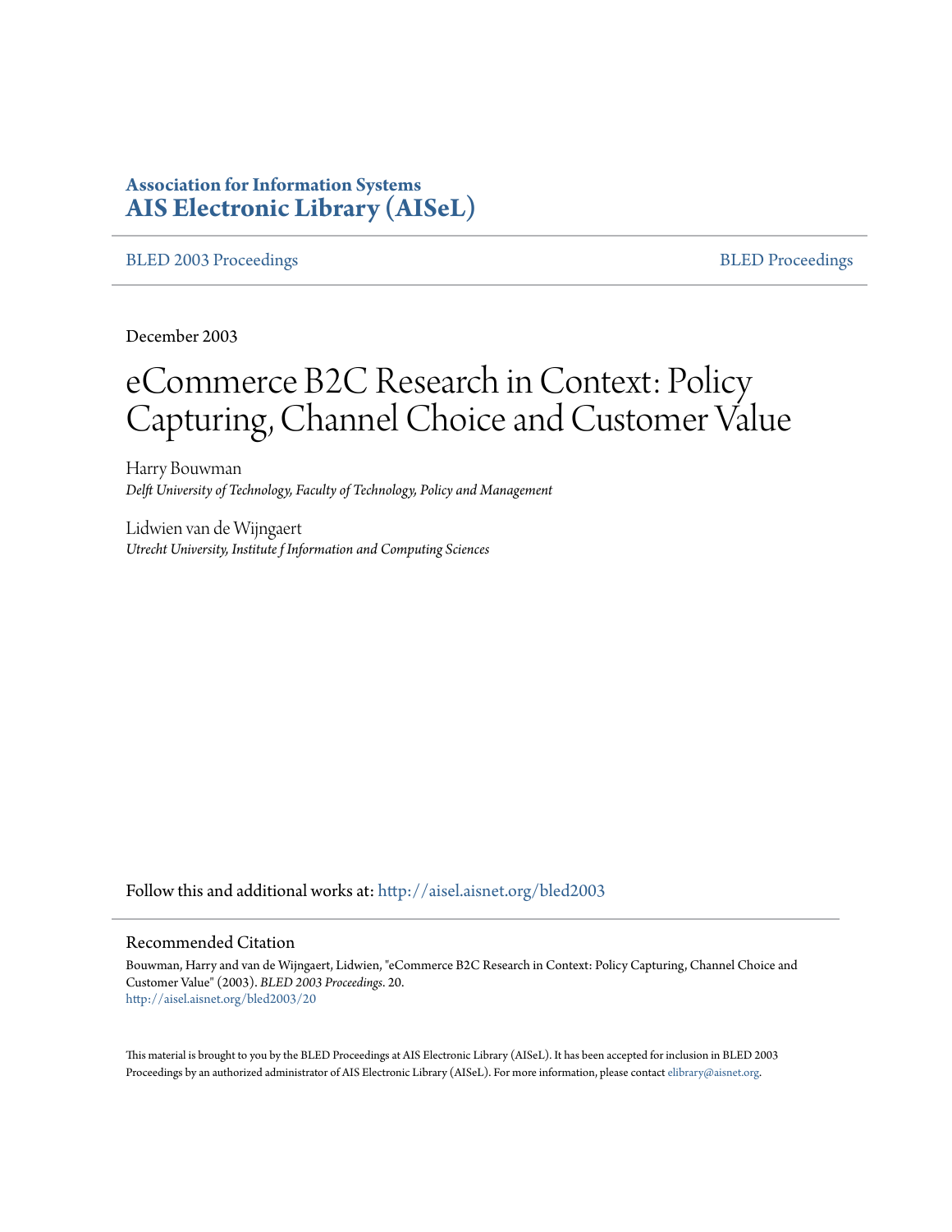**Association for Information Systems**
**AIS Electronic Library (AISeL)**

BLED 2003 Proceedings | BLED Proceedings

December 2003

# eCommerce B2C Research in Context: Policy Capturing, Channel Choice and Customer Value

Harry Bouwman
*Delft University of Technology, Faculty of Technology, Policy and Management*

Lidwien van de Wijngaert
*Utrecht University, Institute f Information and Computing Sciences*

Follow this and additional works at: http://aisel.aisnet.org/bled2003

## Recommended Citation

Bouwman, Harry and van de Wijngaert, Lidwien, "eCommerce B2C Research in Context: Policy Capturing, Channel Choice and Customer Value" (2003). *BLED 2003 Proceedings*. 20.
http://aisel.aisnet.org/bled2003/20

This material is brought to you by the BLED Proceedings at AIS Electronic Library (AISeL). It has been accepted for inclusion in BLED 2003 Proceedings by an authorized administrator of AIS Electronic Library (AISeL). For more information, please contact elibrary@aisnet.org.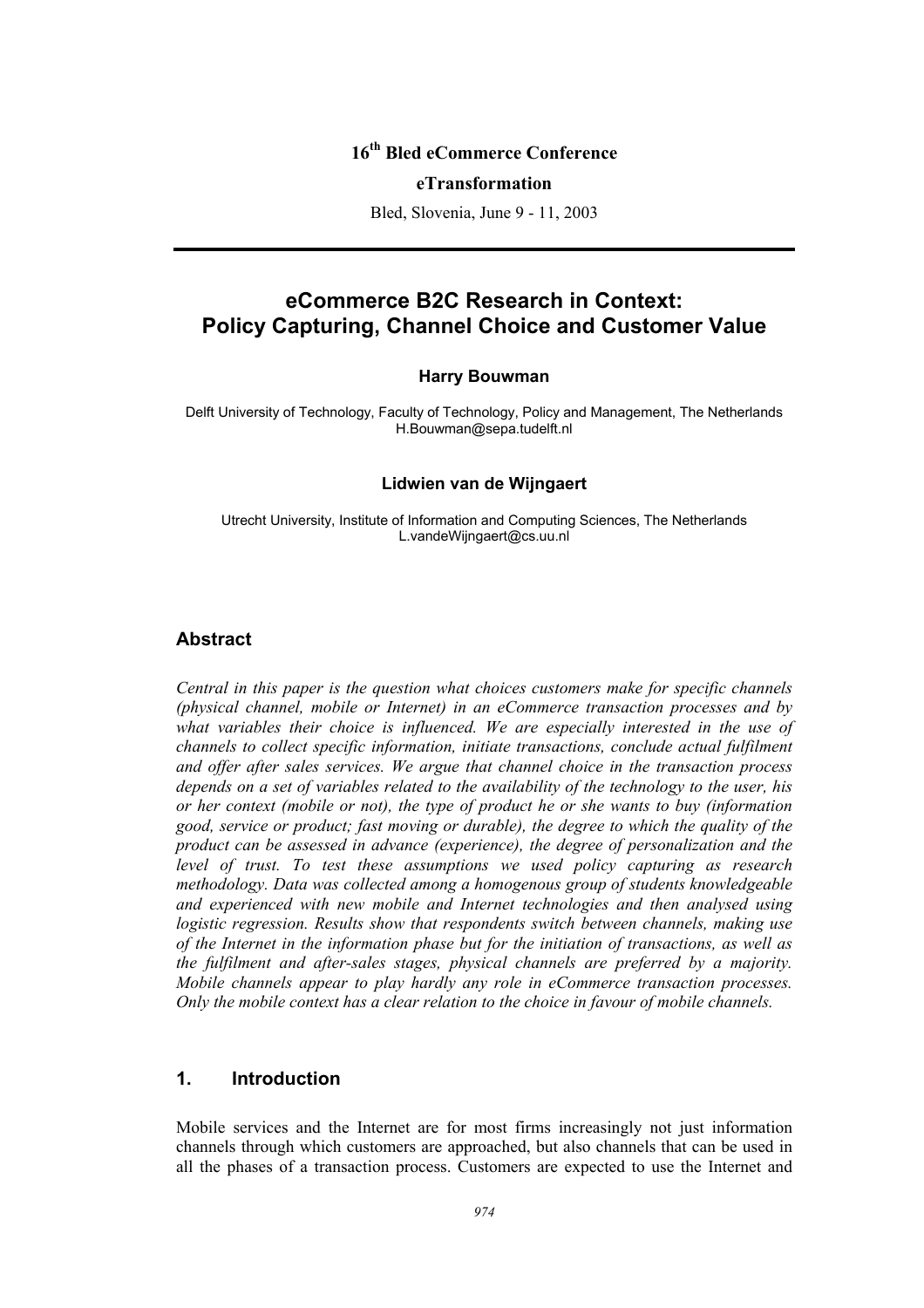16[th] Bled eCommerce Conference

**eTransformation**

Bled, Slovenia, June 9 - 11, 2003

# eCommerce B2C Research in Context: Policy Capturing, Channel Choice and Customer Value

**Harry Bouwman**

Delft University of Technology, Faculty of Technology, Policy and Management, The Netherlands
H.Bouwman@sepa.tudelft.nl

**Lidwien van de Wijngaert**

Utrecht University, Institute of Information and Computing Sciences, The Netherlands
L.vandeWijngaert@cs.uu.nl

## Abstract

*Central in this paper is the question what choices customers make for specific channels (physical channel, mobile or Internet) in an eCommerce transaction processes and by what variables their choice is influenced. We are especially interested in the use of channels to collect specific information, initiate transactions, conclude actual fulfilment and offer after sales services. We argue that channel choice in the transaction process depends on a set of variables related to the availability of the technology to the user, his or her context (mobile or not), the type of product he or she wants to buy (information good, service or product; fast moving or durable), the degree to which the quality of the product can be assessed in advance (experience), the degree of personalization and the level of trust. To test these assumptions we used policy capturing as research methodology. Data was collected among a homogenous group of students knowledgeable and experienced with new mobile and Internet technologies and then analysed using logistic regression. Results show that respondents switch between channels, making use of the Internet in the information phase but for the initiation of transactions, as well as the fulfilment and after-sales stages, physical channels are preferred by a majority. Mobile channels appear to play hardly any role in eCommerce transaction processes. Only the mobile context has a clear relation to the choice in favour of mobile channels.*

## 1. Introduction

Mobile services and the Internet are for most firms increasingly not just information channels through which customers are approached, but also channels that can be used in all the phases of a transaction process. Customers are expected to use the Internet and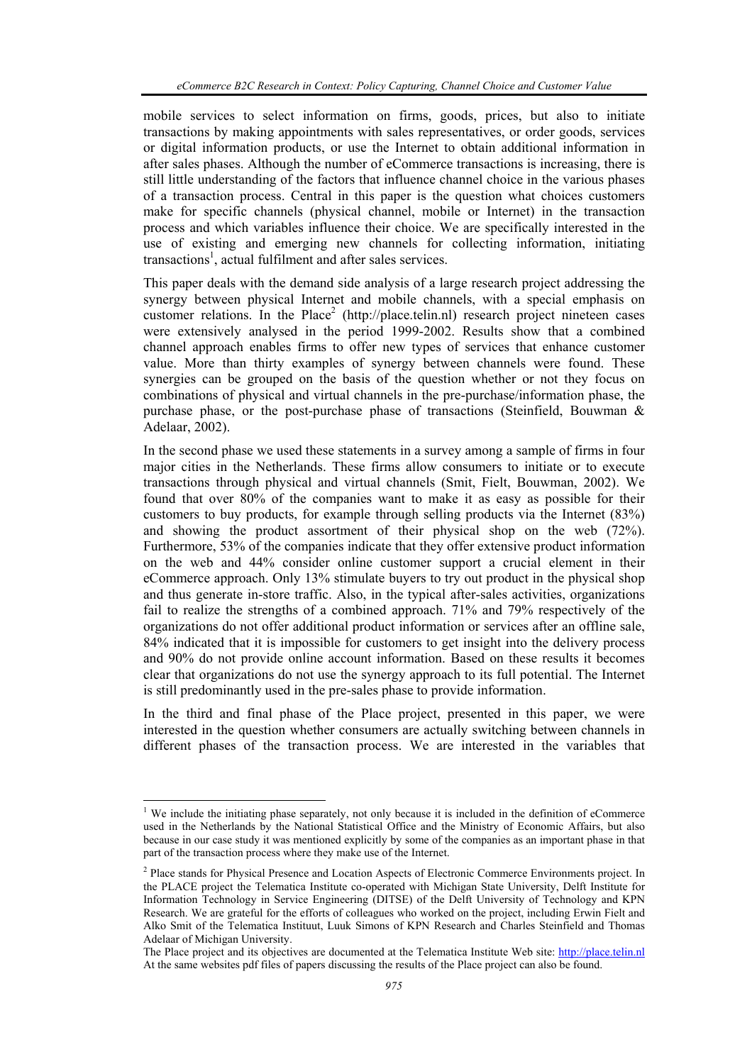mobile services to select information on firms, goods, prices, but also to initiate transactions by making appointments with sales representatives, or order goods, services or digital information products, or use the Internet to obtain additional information in after sales phases. Although the number of eCommerce transactions is increasing, there is still little understanding of the factors that influence channel choice in the various phases of a transaction process. Central in this paper is the question what choices customers make for specific channels (physical channel, mobile or Internet) in the transaction process and which variables influence their choice. We are specifically interested in the use of existing and emerging new channels for collecting information, initiating transactions[1], actual fulfilment and after sales services.

This paper deals with the demand side analysis of a large research project addressing the synergy between physical Internet and mobile channels, with a special emphasis on customer relations. In the Place[2] (http://place.telin.nl) research project nineteen cases were extensively analysed in the period 1999-2002. Results show that a combined channel approach enables firms to offer new types of services that enhance customer value. More than thirty examples of synergy between channels were found. These synergies can be grouped on the basis of the question whether or not they focus on combinations of physical and virtual channels in the pre-purchase/information phase, the purchase phase, or the post-purchase phase of transactions (Steinfield, Bouwman & Adelaar, 2002).

In the second phase we used these statements in a survey among a sample of firms in four major cities in the Netherlands. These firms allow consumers to initiate or to execute transactions through physical and virtual channels (Smit, Fielt, Bouwman, 2002). We found that over 80% of the companies want to make it as easy as possible for their customers to buy products, for example through selling products via the Internet (83%) and showing the product assortment of their physical shop on the web (72%). Furthermore, 53% of the companies indicate that they offer extensive product information on the web and 44% consider online customer support a crucial element in their eCommerce approach. Only 13% stimulate buyers to try out product in the physical shop and thus generate in-store traffic. Also, in the typical after-sales activities, organizations fail to realize the strengths of a combined approach. 71% and 79% respectively of the organizations do not offer additional product information or services after an offline sale, 84% indicated that it is impossible for customers to get insight into the delivery process and 90% do not provide online account information. Based on these results it becomes clear that organizations do not use the synergy approach to its full potential. The Internet is still predominantly used in the pre-sales phase to provide information.

In the third and final phase of the Place project, presented in this paper, we were interested in the question whether consumers are actually switching between channels in different phases of the transaction process. We are interested in the variables that

---

[1] We include the initiating phase separately, not only because it is included in the definition of eCommerce used in the Netherlands by the National Statistical Office and the Ministry of Economic Affairs, but also because in our case study it was mentioned explicitly by some of the companies as an important phase in that part of the transaction process where they make use of the Internet.

[2] Place stands for Physical Presence and Location Aspects of Electronic Commerce Environments project. In the PLACE project the Telematica Institute co-operated with Michigan State University, Delft Institute for Information Technology in Service Engineering (DITSE) of the Delft University of Technology and KPN Research. We are grateful for the efforts of colleagues who worked on the project, including Erwin Fielt and Alko Smit of the Telematica Instituut, Luuk Simons of KPN Research and Charles Steinfield and Thomas Adelaar of Michigan University.

The Place project and its objectives are documented at the Telematica Institute Web site: http://place.telin.nl At the same websites pdf files of papers discussing the results of the Place project can also be found.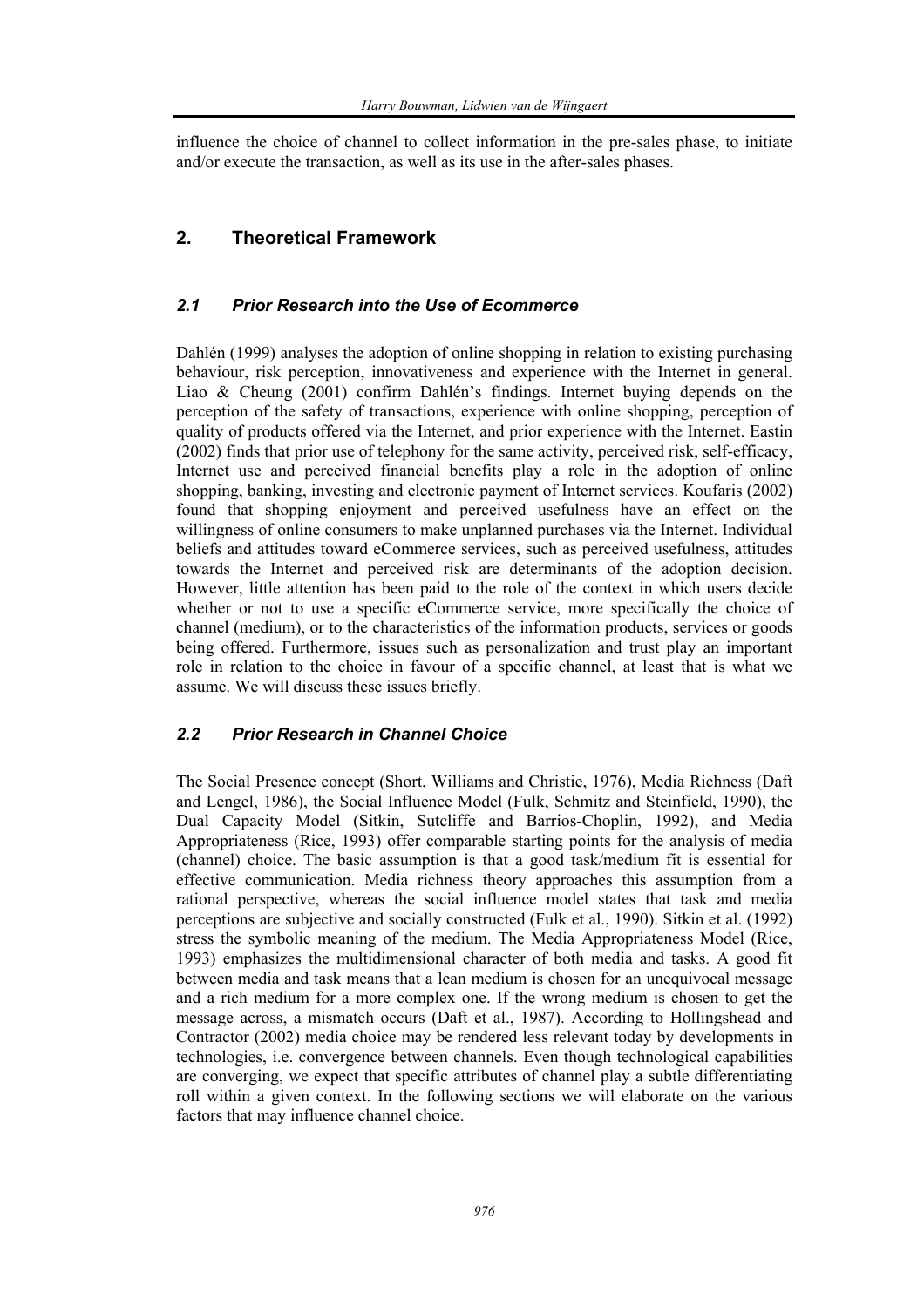influence the choice of channel to collect information in the pre-sales phase, to initiate and/or execute the transaction, as well as its use in the after-sales phases.

## 2. Theoretical Framework

### *2.1 Prior Research into the Use of Ecommerce*

Dahlén (1999) analyses the adoption of online shopping in relation to existing purchasing behaviour, risk perception, innovativeness and experience with the Internet in general. Liao & Cheung (2001) confirm Dahlén's findings. Internet buying depends on the perception of the safety of transactions, experience with online shopping, perception of quality of products offered via the Internet, and prior experience with the Internet. Eastin (2002) finds that prior use of telephony for the same activity, perceived risk, self-efficacy, Internet use and perceived financial benefits play a role in the adoption of online shopping, banking, investing and electronic payment of Internet services. Koufaris (2002) found that shopping enjoyment and perceived usefulness have an effect on the willingness of online consumers to make unplanned purchases via the Internet. Individual beliefs and attitudes toward eCommerce services, such as perceived usefulness, attitudes towards the Internet and perceived risk are determinants of the adoption decision. However, little attention has been paid to the role of the context in which users decide whether or not to use a specific eCommerce service, more specifically the choice of channel (medium), or to the characteristics of the information products, services or goods being offered. Furthermore, issues such as personalization and trust play an important role in relation to the choice in favour of a specific channel, at least that is what we assume. We will discuss these issues briefly.

### *2.2 Prior Research in Channel Choice*

The Social Presence concept (Short, Williams and Christie, 1976), Media Richness (Daft and Lengel, 1986), the Social Influence Model (Fulk, Schmitz and Steinfield, 1990), the Dual Capacity Model (Sitkin, Sutcliffe and Barrios-Choplin, 1992), and Media Appropriateness (Rice, 1993) offer comparable starting points for the analysis of media (channel) choice. The basic assumption is that a good task/medium fit is essential for effective communication. Media richness theory approaches this assumption from a rational perspective, whereas the social influence model states that task and media perceptions are subjective and socially constructed (Fulk et al., 1990). Sitkin et al. (1992) stress the symbolic meaning of the medium. The Media Appropriateness Model (Rice, 1993) emphasizes the multidimensional character of both media and tasks. A good fit between media and task means that a lean medium is chosen for an unequivocal message and a rich medium for a more complex one. If the wrong medium is chosen to get the message across, a mismatch occurs (Daft et al., 1987). According to Hollingshead and Contractor (2002) media choice may be rendered less relevant today by developments in technologies, i.e. convergence between channels. Even though technological capabilities are converging, we expect that specific attributes of channel play a subtle differentiating roll within a given context. In the following sections we will elaborate on the various factors that may influence channel choice.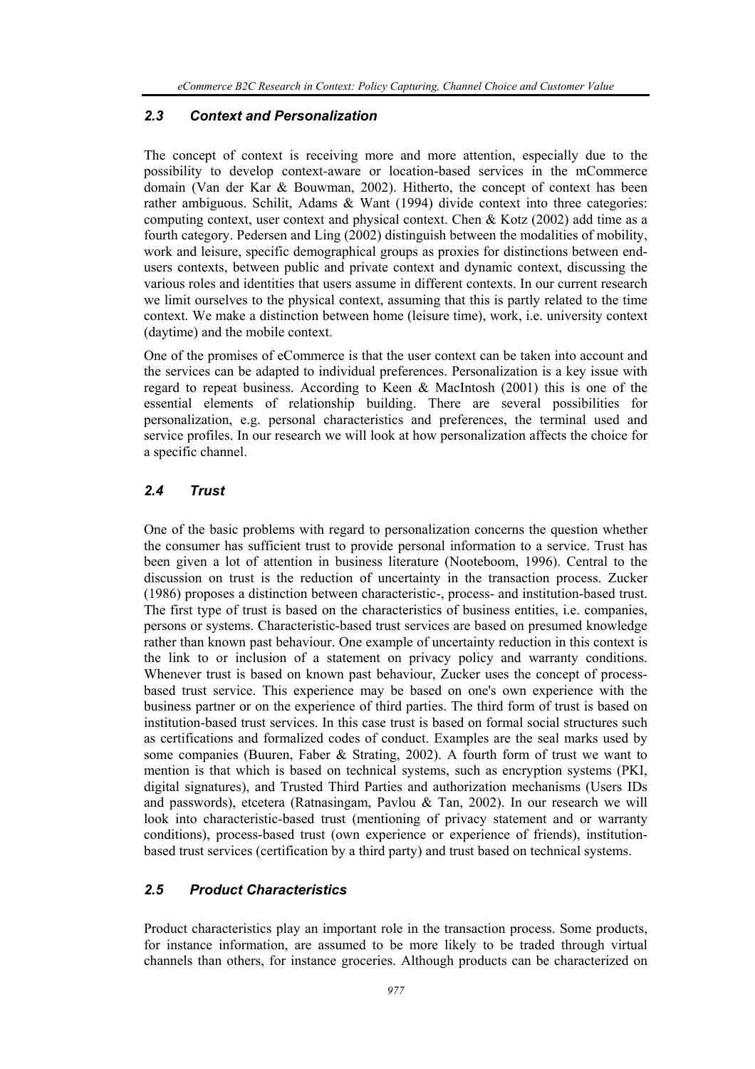### *2.3 Context and Personalization*

The concept of context is receiving more and more attention, especially due to the possibility to develop context-aware or location-based services in the mCommerce domain (Van der Kar & Bouwman, 2002). Hitherto, the concept of context has been rather ambiguous. Schilit, Adams & Want (1994) divide context into three categories: computing context, user context and physical context. Chen & Kotz (2002) add time as a fourth category. Pedersen and Ling (2002) distinguish between the modalities of mobility, work and leisure, specific demographical groups as proxies for distinctions between end-users contexts, between public and private context and dynamic context, discussing the various roles and identities that users assume in different contexts. In our current research we limit ourselves to the physical context, assuming that this is partly related to the time context. We make a distinction between home (leisure time), work, i.e. university context (daytime) and the mobile context.

One of the promises of eCommerce is that the user context can be taken into account and the services can be adapted to individual preferences. Personalization is a key issue with regard to repeat business. According to Keen & MacIntosh (2001) this is one of the essential elements of relationship building. There are several possibilities for personalization, e.g. personal characteristics and preferences, the terminal used and service profiles. In our research we will look at how personalization affects the choice for a specific channel.

### *2.4 Trust*

One of the basic problems with regard to personalization concerns the question whether the consumer has sufficient trust to provide personal information to a service. Trust has been given a lot of attention in business literature (Nooteboom, 1996). Central to the discussion on trust is the reduction of uncertainty in the transaction process. Zucker (1986) proposes a distinction between characteristic-, process- and institution-based trust. The first type of trust is based on the characteristics of business entities, i.e. companies, persons or systems. Characteristic-based trust services are based on presumed knowledge rather than known past behaviour. One example of uncertainty reduction in this context is the link to or inclusion of a statement on privacy policy and warranty conditions. Whenever trust is based on known past behaviour, Zucker uses the concept of process-based trust service. This experience may be based on one's own experience with the business partner or on the experience of third parties. The third form of trust is based on institution-based trust services. In this case trust is based on formal social structures such as certifications and formalized codes of conduct. Examples are the seal marks used by some companies (Buuren, Faber & Strating, 2002). A fourth form of trust we want to mention is that which is based on technical systems, such as encryption systems (PKI, digital signatures), and Trusted Third Parties and authorization mechanisms (Users IDs and passwords), etcetera (Ratnasingam, Pavlou & Tan, 2002). In our research we will look into characteristic-based trust (mentioning of privacy statement and or warranty conditions), process-based trust (own experience or experience of friends), institution-based trust services (certification by a third party) and trust based on technical systems.

### *2.5 Product Characteristics*

Product characteristics play an important role in the transaction process. Some products, for instance information, are assumed to be more likely to be traded through virtual channels than others, for instance groceries. Although products can be characterized on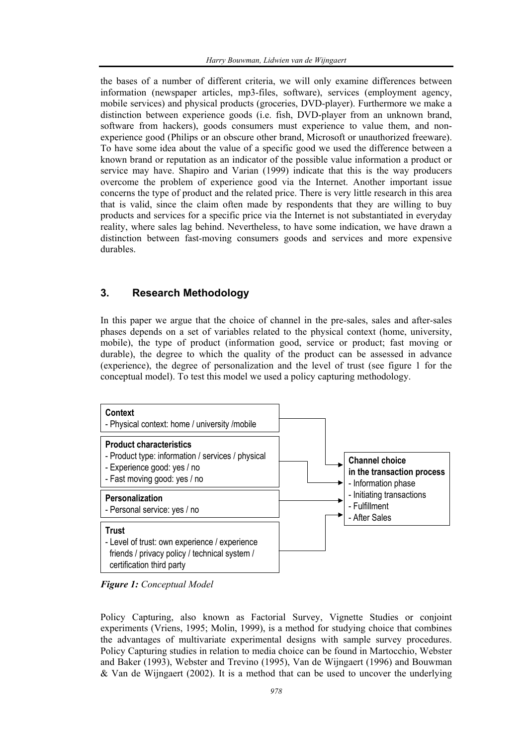the bases of a number of different criteria, we will only examine differences between information (newspaper articles, mp3-files, software), services (employment agency, mobile services) and physical products (groceries, DVD-player). Furthermore we make a distinction between experience goods (i.e. fish, DVD-player from an unknown brand, software from hackers), goods consumers must experience to value them, and non-experience good (Philips or an obscure other brand, Microsoft or unauthorized freeware). To have some idea about the value of a specific good we used the difference between a known brand or reputation as an indicator of the possible value information a product or service may have. Shapiro and Varian (1999) indicate that this is the way producers overcome the problem of experience good via the Internet. Another important issue concerns the type of product and the related price. There is very little research in this area that is valid, since the claim often made by respondents that they are willing to buy products and services for a specific price via the Internet is not substantiated in everyday reality, where sales lag behind. Nevertheless, to have some indication, we have drawn a distinction between fast-moving consumers goods and services and more expensive durables.

## 3. Research Methodology

In this paper we argue that the choice of channel in the pre-sales, sales and after-sales phases depends on a set of variables related to the physical context (home, university, mobile), the type of product (information good, service or product; fast moving or durable), the degree to which the quality of the product can be assessed in advance (experience), the degree of personalization and the level of trust (see figure 1 for the conceptual model). To test this model we used a policy capturing methodology.

**Context**
- Physical context: home / university /mobile

**Product characteristics**
- Product type: information / services / physical
- Experience good: yes / no
- Fast moving good: yes / no

**Personalization**
- Personal service: yes / no

**Trust**
- Level of trust: own experience / experience friends / privacy policy / technical system / certification third party

**Channel choice in the transaction process**
- Information phase
- Initiating transactions
- Fulfillment
- After Sales

***Figure 1:*** *Conceptual Model*

Policy Capturing, also known as Factorial Survey, Vignette Studies or conjoint experiments (Vriens, 1995; Molin, 1999), is a method for studying choice that combines the advantages of multivariate experimental designs with sample survey procedures. Policy Capturing studies in relation to media choice can be found in Martocchio, Webster and Baker (1993), Webster and Trevino (1995), Van de Wijngaert (1996) and Bouwman & Van de Wijngaert (2002). It is a method that can be used to uncover the underlying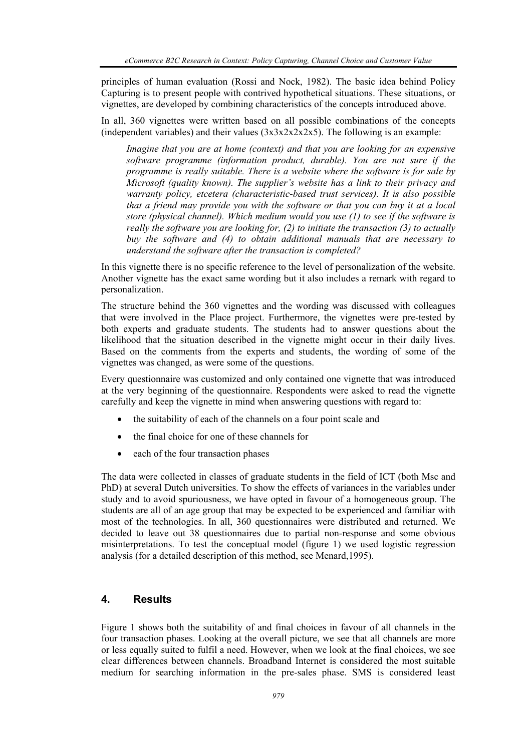principles of human evaluation (Rossi and Nock, 1982). The basic idea behind Policy Capturing is to present people with contrived hypothetical situations. These situations, or vignettes, are developed by combining characteristics of the concepts introduced above.

In all, 360 vignettes were written based on all possible combinations of the concepts (independent variables) and their values (3x3x2x2x2x5). The following is an example:

> *Imagine that you are at home (context) and that you are looking for an expensive software programme (information product, durable). You are not sure if the programme is really suitable. There is a website where the software is for sale by Microsoft (quality known). The supplier's website has a link to their privacy and warranty policy, etcetera (characteristic-based trust services). It is also possible that a friend may provide you with the software or that you can buy it at a local store (physical channel). Which medium would you use (1) to see if the software is really the software you are looking for, (2) to initiate the transaction (3) to actually buy the software and (4) to obtain additional manuals that are necessary to understand the software after the transaction is completed?*

In this vignette there is no specific reference to the level of personalization of the website. Another vignette has the exact same wording but it also includes a remark with regard to personalization.

The structure behind the 360 vignettes and the wording was discussed with colleagues that were involved in the Place project. Furthermore, the vignettes were pre-tested by both experts and graduate students. The students had to answer questions about the likelihood that the situation described in the vignette might occur in their daily lives. Based on the comments from the experts and students, the wording of some of the vignettes was changed, as were some of the questions.

Every questionnaire was customized and only contained one vignette that was introduced at the very beginning of the questionnaire. Respondents were asked to read the vignette carefully and keep the vignette in mind when answering questions with regard to:

- the suitability of each of the channels on a four point scale and
- the final choice for one of these channels for
- each of the four transaction phases

The data were collected in classes of graduate students in the field of ICT (both Msc and PhD) at several Dutch universities. To show the effects of variances in the variables under study and to avoid spuriousness, we have opted in favour of a homogeneous group. The students are all of an age group that may be expected to be experienced and familiar with most of the technologies. In all, 360 questionnaires were distributed and returned. We decided to leave out 38 questionnaires due to partial non-response and some obvious misinterpretations. To test the conceptual model (figure 1) we used logistic regression analysis (for a detailed description of this method, see Menard,1995).

## 4. Results

Figure 1 shows both the suitability of and final choices in favour of all channels in the four transaction phases. Looking at the overall picture, we see that all channels are more or less equally suited to fulfil a need. However, when we look at the final choices, we see clear differences between channels. Broadband Internet is considered the most suitable medium for searching information in the pre-sales phase. SMS is considered least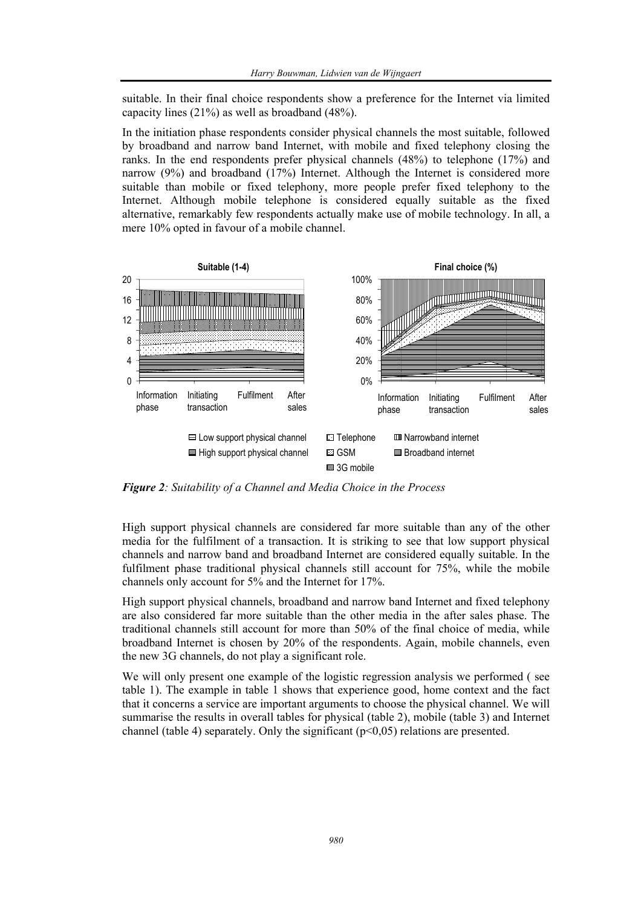suitable. In their final choice respondents show a preference for the Internet via limited capacity lines (21%) as well as broadband (48%).

In the initiation phase respondents consider physical channels the most suitable, followed by broadband and narrow band Internet, with mobile and fixed telephony closing the ranks. In the end respondents prefer physical channels (48%) to telephone (17%) and narrow (9%) and broadband (17%) Internet. Although the Internet is considered more suitable than mobile or fixed telephony, more people prefer fixed telephony to the Internet. Although mobile telephone is considered equally suitable as the fixed alternative, remarkably few respondents actually make use of mobile technology. In all, a mere 10% opted in favour of a mobile channel.

***Figure 2**: Suitability of a Channel and Media Choice in the Process*

High support physical channels are considered far more suitable than any of the other media for the fulfilment of a transaction. It is striking to see that low support physical channels and narrow band and broadband Internet are considered equally suitable. In the fulfilment phase traditional physical channels still account for 75%, while the mobile channels only account for 5% and the Internet for 17%.

High support physical channels, broadband and narrow band Internet and fixed telephony are also considered far more suitable than the other media in the after sales phase. The traditional channels still account for more than 50% of the final choice of media, while broadband Internet is chosen by 20% of the respondents. Again, mobile channels, even the new 3G channels, do not play a significant role.

We will only present one example of the logistic regression analysis we performed ( see table 1). The example in table 1 shows that experience good, home context and the fact that it concerns a service are important arguments to choose the physical channel. We will summarise the results in overall tables for physical (table 2), mobile (table 3) and Internet channel (table 4) separately. Only the significant ($p<0,05$) relations are presented.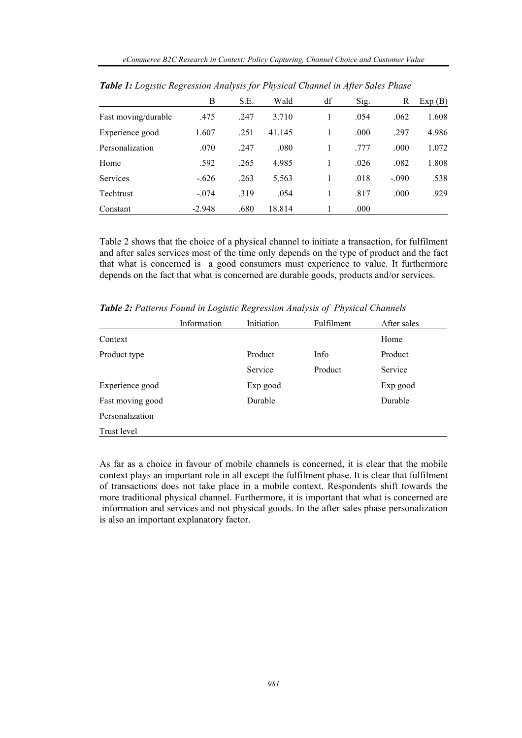***Table 1:*** *Logistic Regression Analysis for Physical Channel in After Sales Phase*

| | B | S.E. | Wald | df | Sig. | R | Exp (B) |
|---|---|---|---|---|---|---|---|
| Fast moving/durable | .475 | .247 | 3.710 | 1 | .054 | .062 | 1.608 |
| Experience good | 1.607 | .251 | 41.145 | 1 | .000 | .297 | 4.986 |
| Personalization | .070 | .247 | .080 | 1 | .777 | .000 | 1.072 |
| Home | .592 | .265 | 4.985 | 1 | .026 | .082 | 1.808 |
| Services | -.626 | .263 | 5.563 | 1 | .018 | -.090 | .538 |
| Techtrust | -.074 | .319 | .054 | 1 | .817 | .000 | .929 |
| Constant | -2.948 | .680 | 18.814 | 1 | .000 | | |

Table 2 shows that the choice of a physical channel to initiate a transaction, for fulfilment and after sales services most of the time only depends on the type of product and the fact that what is concerned is a good consumers must experience to value. It furthermore depends on the fact that what is concerned are durable goods, products and/or services.

***Table 2:*** *Patterns Found in Logistic Regression Analysis of Physical Channels*

| | Information | Initiation | Fulfilment | After sales |
|---|---|---|---|---|
| Context | | | | Home |
| Product type | | Product | Info | Product |
| | | Service | Product | Service |
| Experience good | | Exp good | | Exp good |
| Fast moving good | | Durable | | Durable |
| Personalization | | | | |
| Trust level | | | | |

As far as a choice in favour of mobile channels is concerned, it is clear that the mobile context plays an important role in all except the fulfilment phase. It is clear that fulfilment of transactions does not take place in a mobile context. Respondents shift towards the more traditional physical channel. Furthermore, it is important that what is concerned are information and services and not physical goods. In the after sales phase personalization is also an important explanatory factor.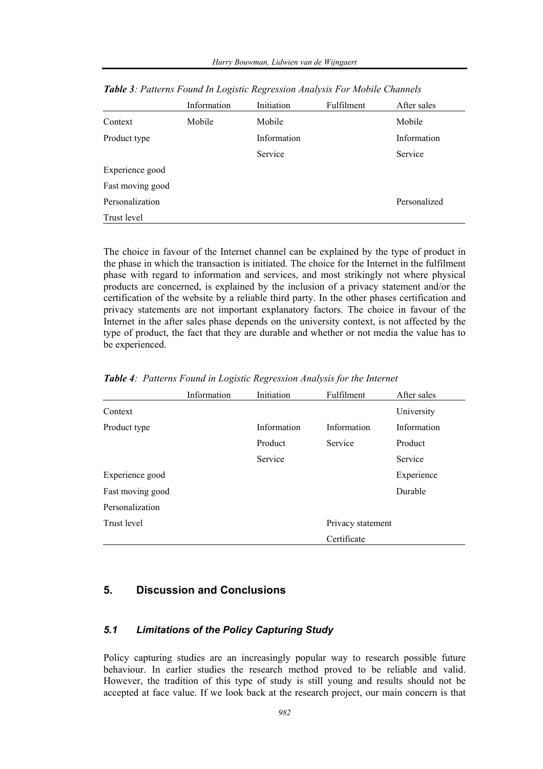***Table 3**: Patterns Found In Logistic Regression Analysis For Mobile Channels*

| | Information | Initiation | Fulfilment | After sales |
|---|---|---|---|---|
| Context | Mobile | Mobile | | Mobile |
| Product type | | Information | | Information |
| | | Service | | Service |
| Experience good | | | | |
| Fast moving good | | | | |
| Personalization | | | | Personalized |
| Trust level | | | | |

The choice in favour of the Internet channel can be explained by the type of product in the phase in which the transaction is initiated. The choice for the Internet in the fulfilment phase with regard to information and services, and most strikingly not where physical products are concerned, is explained by the inclusion of a privacy statement and/or the certification of the website by a reliable third party. In the other phases certification and privacy statements are not important explanatory factors. The choice in favour of the Internet in the after sales phase depends on the university context, is not affected by the type of product, the fact that they are durable and whether or not media the value has to be experienced.

***Table 4**: Patterns Found in Logistic Regression Analysis for the Internet*

| | Information | Initiation | Fulfilment | After sales |
|---|---|---|---|---|
| Context | | | | University |
| Product type | | Information | Information | Information |
| | | Product | Service | Product |
| | | Service | | Service |
| Experience good | | | | Experience |
| Fast moving good | | | | Durable |
| Personalization | | | | |
| Trust level | | | Privacy statement | |
| | | | Certificate | |

## 5. Discussion and Conclusions

### *5.1 Limitations of the Policy Capturing Study*

Policy capturing studies are an increasingly popular way to research possible future behaviour. In earlier studies the research method proved to be reliable and valid. However, the tradition of this type of study is still young and results should not be accepted at face value. If we look back at the research project, our main concern is that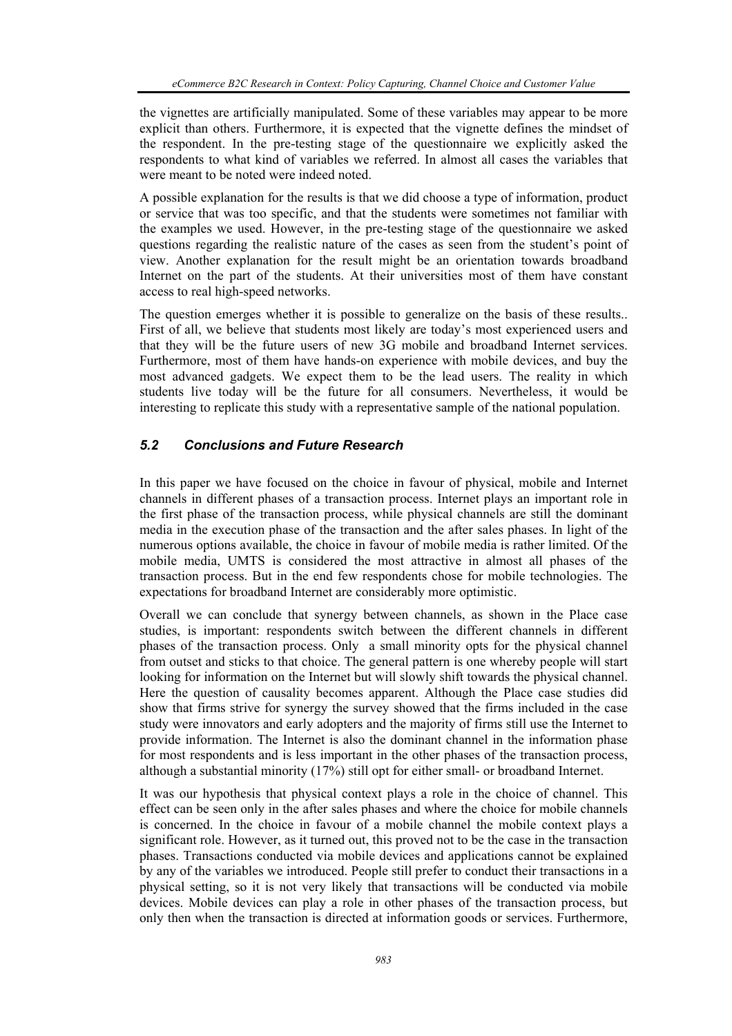the vignettes are artificially manipulated. Some of these variables may appear to be more explicit than others. Furthermore, it is expected that the vignette defines the mindset of the respondent. In the pre-testing stage of the questionnaire we explicitly asked the respondents to what kind of variables we referred. In almost all cases the variables that were meant to be noted were indeed noted.

A possible explanation for the results is that we did choose a type of information, product or service that was too specific, and that the students were sometimes not familiar with the examples we used. However, in the pre-testing stage of the questionnaire we asked questions regarding the realistic nature of the cases as seen from the student's point of view. Another explanation for the result might be an orientation towards broadband Internet on the part of the students. At their universities most of them have constant access to real high-speed networks.

The question emerges whether it is possible to generalize on the basis of these results.. First of all, we believe that students most likely are today's most experienced users and that they will be the future users of new 3G mobile and broadband Internet services. Furthermore, most of them have hands-on experience with mobile devices, and buy the most advanced gadgets. We expect them to be the lead users. The reality in which students live today will be the future for all consumers. Nevertheless, it would be interesting to replicate this study with a representative sample of the national population.

### *5.2 Conclusions and Future Research*

In this paper we have focused on the choice in favour of physical, mobile and Internet channels in different phases of a transaction process. Internet plays an important role in the first phase of the transaction process, while physical channels are still the dominant media in the execution phase of the transaction and the after sales phases. In light of the numerous options available, the choice in favour of mobile media is rather limited. Of the mobile media, UMTS is considered the most attractive in almost all phases of the transaction process. But in the end few respondents chose for mobile technologies. The expectations for broadband Internet are considerably more optimistic.

Overall we can conclude that synergy between channels, as shown in the Place case studies, is important: respondents switch between the different channels in different phases of the transaction process. Only a small minority opts for the physical channel from outset and sticks to that choice. The general pattern is one whereby people will start looking for information on the Internet but will slowly shift towards the physical channel. Here the question of causality becomes apparent. Although the Place case studies did show that firms strive for synergy the survey showed that the firms included in the case study were innovators and early adopters and the majority of firms still use the Internet to provide information. The Internet is also the dominant channel in the information phase for most respondents and is less important in the other phases of the transaction process, although a substantial minority (17%) still opt for either small- or broadband Internet.

It was our hypothesis that physical context plays a role in the choice of channel. This effect can be seen only in the after sales phases and where the choice for mobile channels is concerned. In the choice in favour of a mobile channel the mobile context plays a significant role. However, as it turned out, this proved not to be the case in the transaction phases. Transactions conducted via mobile devices and applications cannot be explained by any of the variables we introduced. People still prefer to conduct their transactions in a physical setting, so it is not very likely that transactions will be conducted via mobile devices. Mobile devices can play a role in other phases of the transaction process, but only then when the transaction is directed at information goods or services. Furthermore,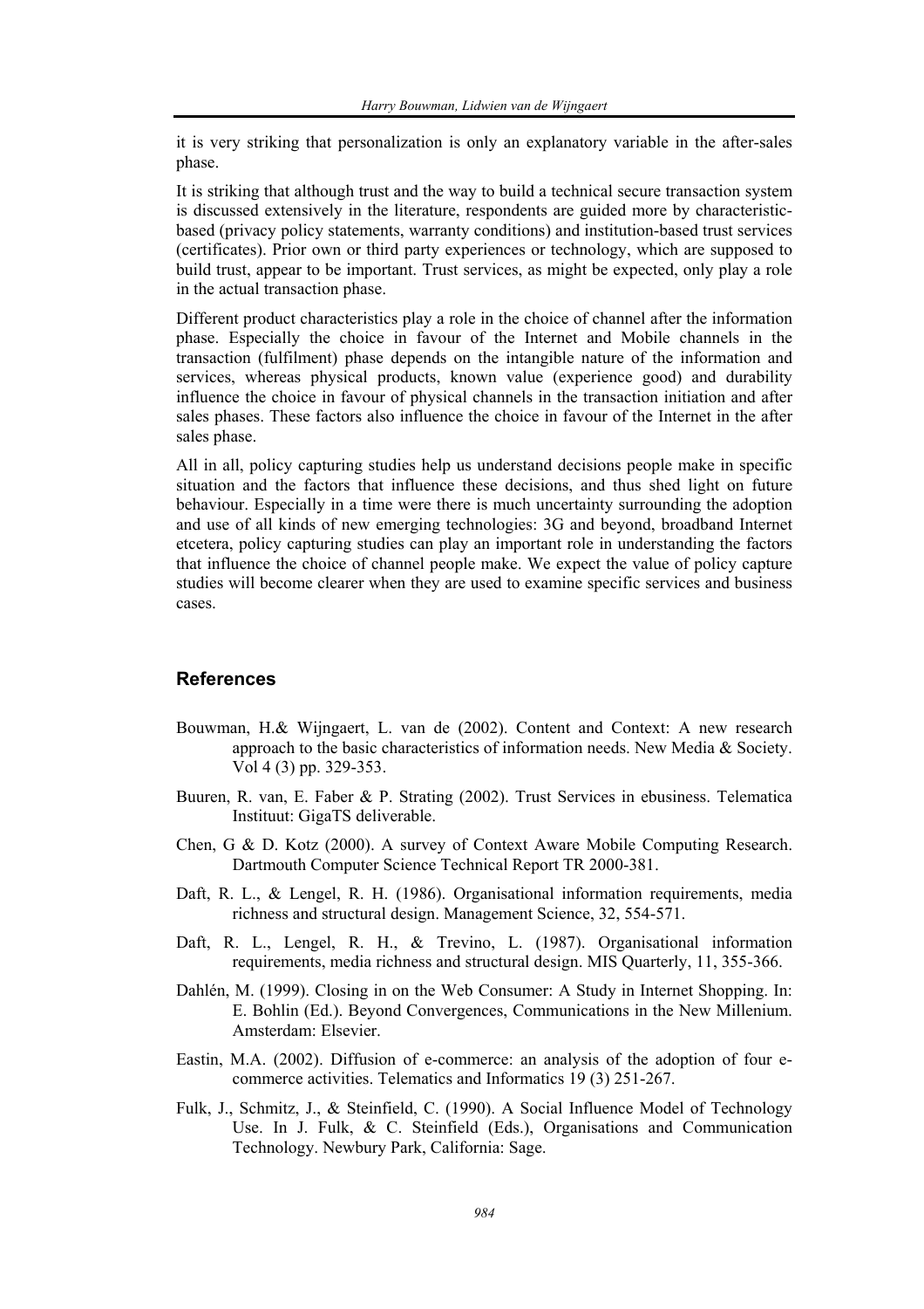it is very striking that personalization is only an explanatory variable in the after-sales phase.

It is striking that although trust and the way to build a technical secure transaction system is discussed extensively in the literature, respondents are guided more by characteristic-based (privacy policy statements, warranty conditions) and institution-based trust services (certificates). Prior own or third party experiences or technology, which are supposed to build trust, appear to be important. Trust services, as might be expected, only play a role in the actual transaction phase.

Different product characteristics play a role in the choice of channel after the information phase. Especially the choice in favour of the Internet and Mobile channels in the transaction (fulfilment) phase depends on the intangible nature of the information and services, whereas physical products, known value (experience good) and durability influence the choice in favour of physical channels in the transaction initiation and after sales phases. These factors also influence the choice in favour of the Internet in the after sales phase.

All in all, policy capturing studies help us understand decisions people make in specific situation and the factors that influence these decisions, and thus shed light on future behaviour. Especially in a time were there is much uncertainty surrounding the adoption and use of all kinds of new emerging technologies: 3G and beyond, broadband Internet etcetera, policy capturing studies can play an important role in understanding the factors that influence the choice of channel people make. We expect the value of policy capture studies will become clearer when they are used to examine specific services and business cases.

## References

Bouwman, H.& Wijngaert, L. van de (2002). Content and Context: A new research approach to the basic characteristics of information needs. New Media & Society. Vol 4 (3) pp. 329-353.

Buuren, R. van, E. Faber & P. Strating (2002). Trust Services in ebusiness. Telematica Instituut: GigaTS deliverable.

Chen, G & D. Kotz (2000). A survey of Context Aware Mobile Computing Research. Dartmouth Computer Science Technical Report TR 2000-381.

Daft, R. L., & Lengel, R. H. (1986). Organisational information requirements, media richness and structural design. Management Science, 32, 554-571.

Daft, R. L., Lengel, R. H., & Trevino, L. (1987). Organisational information requirements, media richness and structural design. MIS Quarterly, 11, 355-366.

Dahlén, M. (1999). Closing in on the Web Consumer: A Study in Internet Shopping. In: E. Bohlin (Ed.). Beyond Convergences, Communications in the New Millenium. Amsterdam: Elsevier.

Eastin, M.A. (2002). Diffusion of e-commerce: an analysis of the adoption of four e-commerce activities. Telematics and Informatics 19 (3) 251-267.

Fulk, J., Schmitz, J., & Steinfield, C. (1990). A Social Influence Model of Technology Use. In J. Fulk, & C. Steinfield (Eds.), Organisations and Communication Technology. Newbury Park, California: Sage.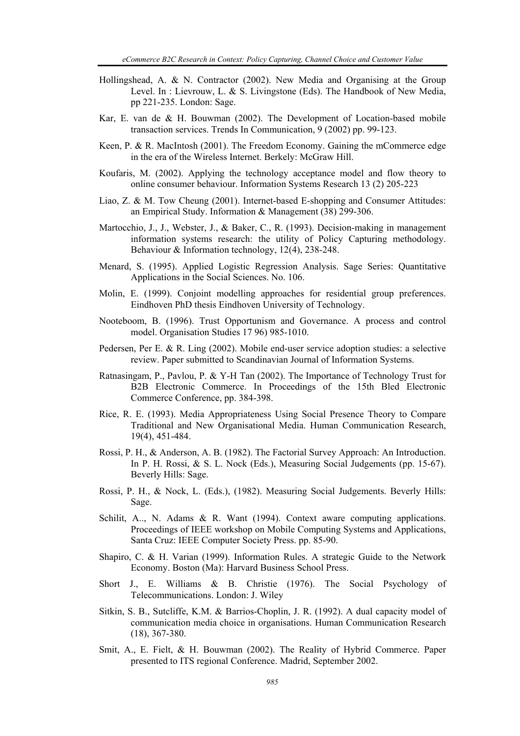Hollingshead, A. & N. Contractor (2002). New Media and Organising at the Group Level. In : Lievrouw, L. & S. Livingstone (Eds). The Handbook of New Media, pp 221-235. London: Sage.

Kar, E. van de & H. Bouwman (2002). The Development of Location-based mobile transaction services. Trends In Communication, 9 (2002) pp. 99-123.

Keen, P. & R. MacIntosh (2001). The Freedom Economy. Gaining the mCommerce edge in the era of the Wireless Internet. Berkely: McGraw Hill.

Koufaris, M. (2002). Applying the technology acceptance model and flow theory to online consumer behaviour. Information Systems Research 13 (2) 205-223

Liao, Z. & M. Tow Cheung (2001). Internet-based E-shopping and Consumer Attitudes: an Empirical Study. Information & Management (38) 299-306.

Martocchio, J., J., Webster, J., & Baker, C., R. (1993). Decision-making in management information systems research: the utility of Policy Capturing methodology. Behaviour & Information technology, 12(4), 238-248.

Menard, S. (1995). Applied Logistic Regression Analysis. Sage Series: Quantitative Applications in the Social Sciences. No. 106.

Molin, E. (1999). Conjoint modelling approaches for residential group preferences. Eindhoven PhD thesis Eindhoven University of Technology.

Nooteboom, B. (1996). Trust Opportunism and Governance. A process and control model. Organisation Studies 17 96) 985-1010.

Pedersen, Per E. & R. Ling (2002). Mobile end-user service adoption studies: a selective review. Paper submitted to Scandinavian Journal of Information Systems.

Ratnasingam, P., Pavlou, P. & Y-H Tan (2002). The Importance of Technology Trust for B2B Electronic Commerce. In Proceedings of the 15th Bled Electronic Commerce Conference, pp. 384-398.

Rice, R. E. (1993). Media Appropriateness Using Social Presence Theory to Compare Traditional and New Organisational Media. Human Communication Research, 19(4), 451-484.

Rossi, P. H., & Anderson, A. B. (1982). The Factorial Survey Approach: An Introduction. In P. H. Rossi, & S. L. Nock (Eds.), Measuring Social Judgements (pp. 15-67). Beverly Hills: Sage.

Rossi, P. H., & Nock, L. (Eds.), (1982). Measuring Social Judgements. Beverly Hills: Sage.

Schilit, A.., N. Adams & R. Want (1994). Context aware computing applications. Proceedings of IEEE workshop on Mobile Computing Systems and Applications, Santa Cruz: IEEE Computer Society Press. pp. 85-90.

Shapiro, C. & H. Varian (1999). Information Rules. A strategic Guide to the Network Economy. Boston (Ma): Harvard Business School Press.

Short J., E. Williams & B. Christie (1976). The Social Psychology of Telecommunications. London: J. Wiley

Sitkin, S. B., Sutcliffe, K.M. & Barrios-Choplin, J. R. (1992). A dual capacity model of communication media choice in organisations. Human Communication Research (18), 367-380.

Smit, A., E. Fielt, & H. Bouwman (2002). The Reality of Hybrid Commerce. Paper presented to ITS regional Conference. Madrid, September 2002.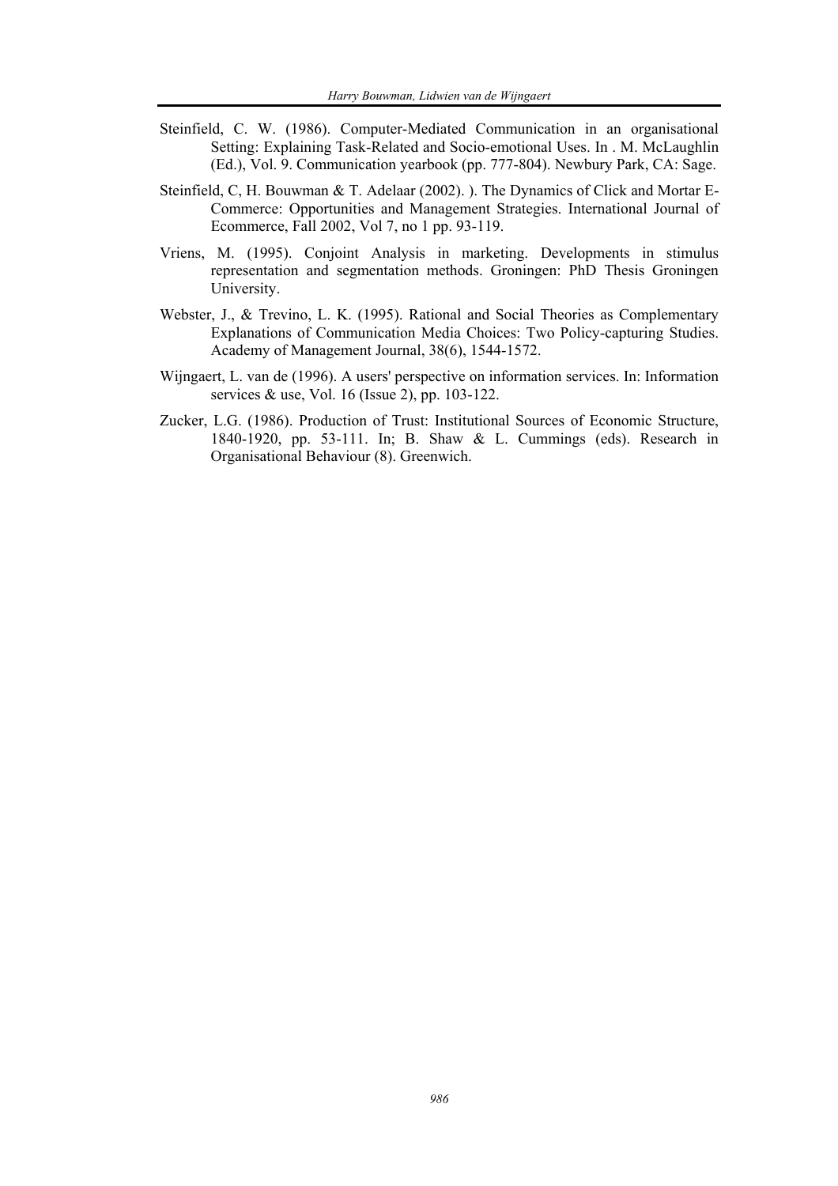Steinfield, C. W. (1986). Computer-Mediated Communication in an organisational Setting: Explaining Task-Related and Socio-emotional Uses. In . M. McLaughlin (Ed.), Vol. 9. Communication yearbook (pp. 777-804). Newbury Park, CA: Sage.

Steinfield, C, H. Bouwman & T. Adelaar (2002). ). The Dynamics of Click and Mortar E-Commerce: Opportunities and Management Strategies. International Journal of Ecommerce, Fall 2002, Vol 7, no 1 pp. 93-119.

Vriens, M. (1995). Conjoint Analysis in marketing. Developments in stimulus representation and segmentation methods. Groningen: PhD Thesis Groningen University.

Webster, J., & Trevino, L. K. (1995). Rational and Social Theories as Complementary Explanations of Communication Media Choices: Two Policy-capturing Studies. Academy of Management Journal, 38(6), 1544-1572.

Wijngaert, L. van de (1996). A users' perspective on information services. In: Information services & use, Vol. 16 (Issue 2), pp. 103-122.

Zucker, L.G. (1986). Production of Trust: Institutional Sources of Economic Structure, 1840-1920, pp. 53-111. In; B. Shaw & L. Cummings (eds). Research in Organisational Behaviour (8). Greenwich.